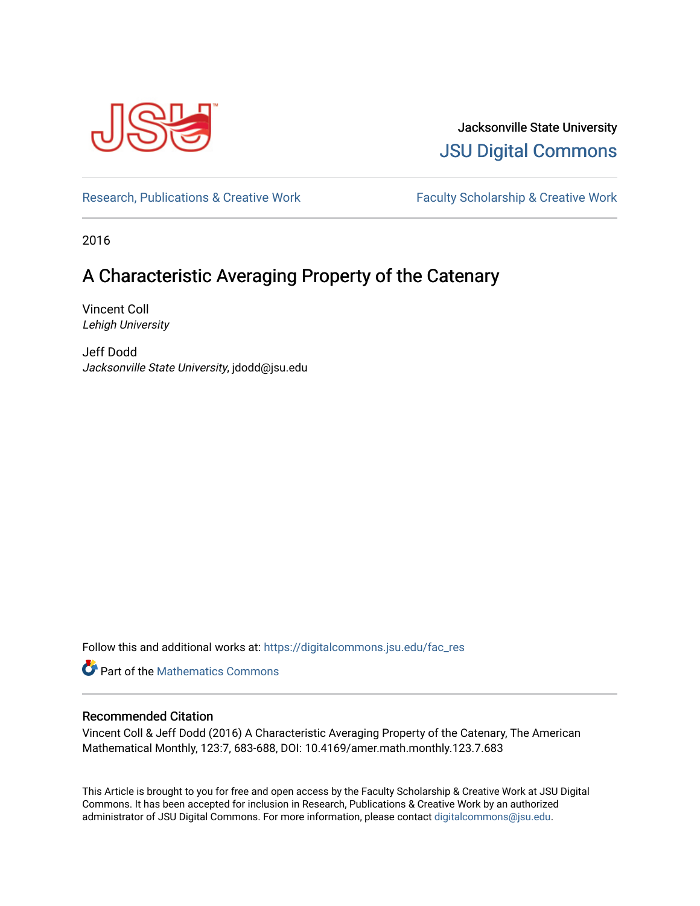Jacksonville State University

JSU Digital Commons

Research, Publications & Creative Work

Faculty Scholarship & Creative Work

2016

# A Characteristic Averaging Property of the Catenary

Vincent Coll
*Lehigh University*

Jeff Dodd
*Jacksonville State University*, jdodd@jsu.edu

Follow this and additional works at: https://digitalcommons.jsu.edu/fac_res

Part of the Mathematics Commons

## Recommended Citation

Vincent Coll & Jeff Dodd (2016) A Characteristic Averaging Property of the Catenary, The American Mathematical Monthly, 123:7, 683-688, DOI: 10.4169/amer.math.monthly.123.7.683

This Article is brought to you for free and open access by the Faculty Scholarship & Creative Work at JSU Digital Commons. It has been accepted for inclusion in Research, Publications & Creative Work by an authorized administrator of JSU Digital Commons. For more information, please contact digitalcommons@jsu.edu.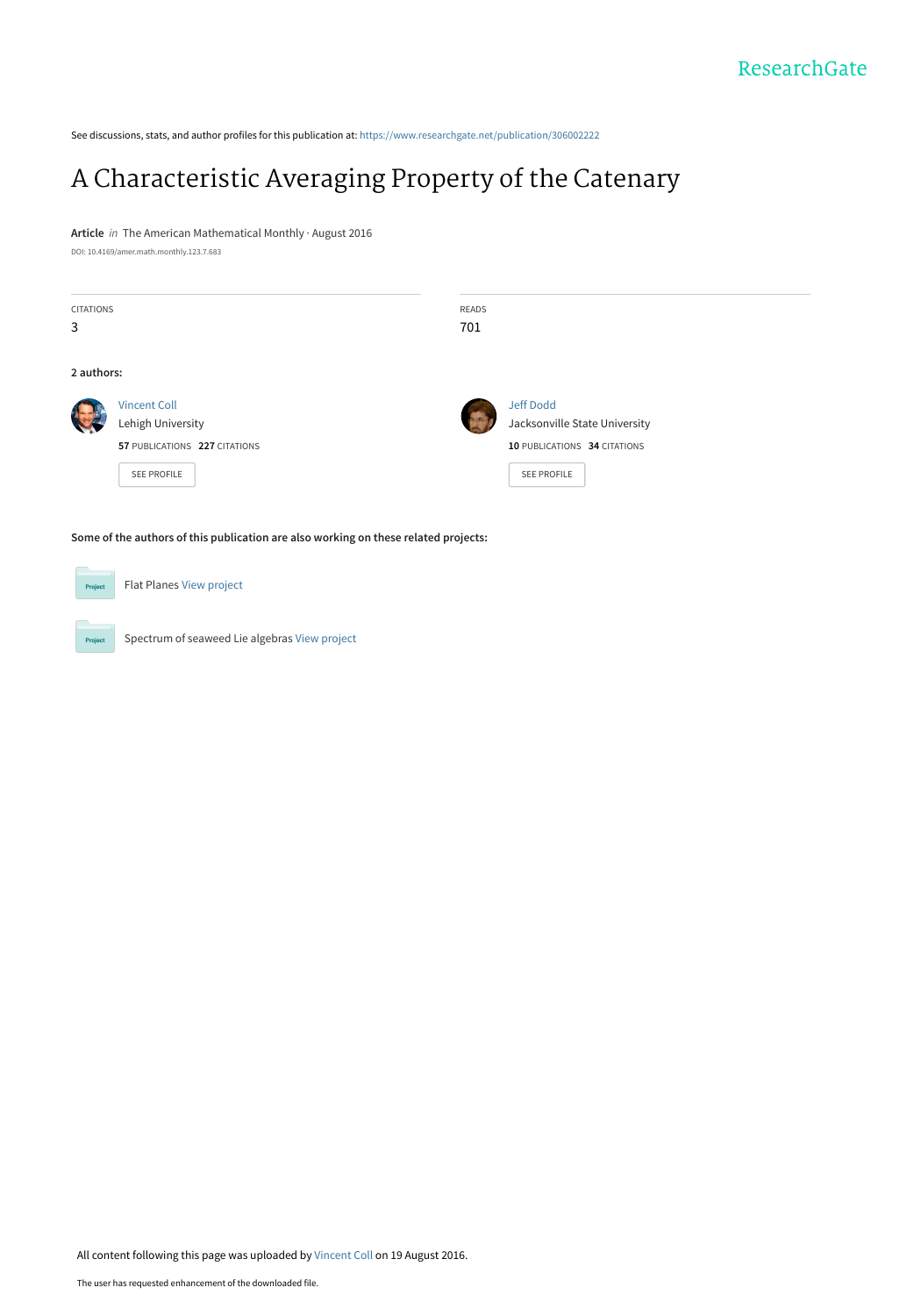See discussions, stats, and author profiles for this publication at: https://www.researchgate.net/publication/306002222

# A Characteristic Averaging Property of the Catenary

**Article** *in* The American Mathematical Monthly · August 2016

DOI: 10.4169/amer.math.monthly.123.7.683

| CITATIONS | READS |
|---|---|
| 3 | 701 |

**2 authors:**

Vincent Coll
Lehigh University
**57** PUBLICATIONS **227** CITATIONS
SEE PROFILE

Jeff Dodd
Jacksonville State University
**10** PUBLICATIONS **34** CITATIONS
SEE PROFILE

**Some of the authors of this publication are also working on these related projects:**

Project: Flat Planes View project

Project: Spectrum of seaweed Lie algebras View project

All content following this page was uploaded by Vincent Coll on 19 August 2016.

The user has requested enhancement of the downloaded file.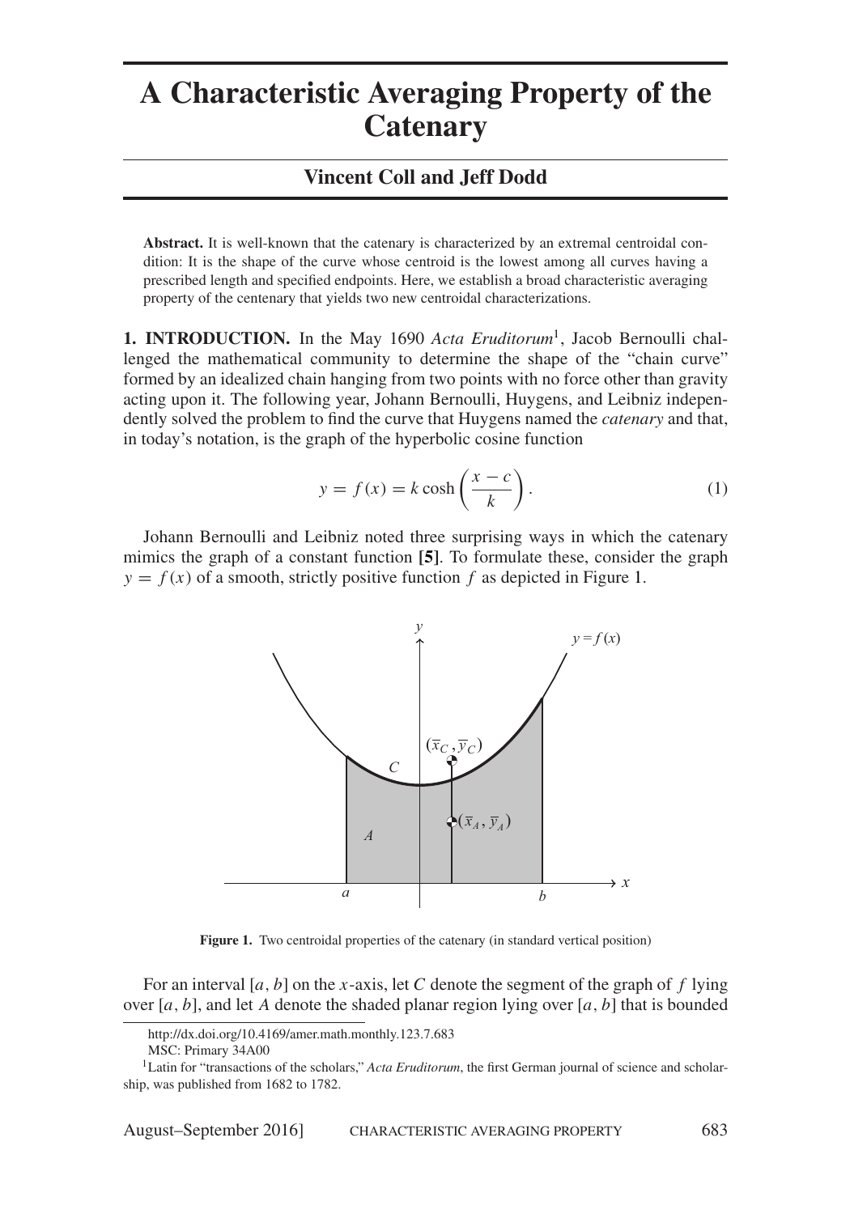# A Characteristic Averaging Property of the Catenary

## Vincent Coll and Jeff Dodd

**Abstract.** It is well-known that the catenary is characterized by an extremal centroidal condition: It is the shape of the curve whose centroid is the lowest among all curves having a prescribed length and specified endpoints. Here, we establish a broad characteristic averaging property of the centenary that yields two new centroidal characterizations.

**1. INTRODUCTION.** In the May 1690 *Acta Eruditorum*[1], Jacob Bernoulli challenged the mathematical community to determine the shape of the "chain curve" formed by an idealized chain hanging from two points with no force other than gravity acting upon it. The following year, Johann Bernoulli, Huygens, and Leibniz independently solved the problem to find the curve that Huygens named the *catenary* and that, in today's notation, is the graph of the hyperbolic cosine function

$$y = f(x) = k \cosh\left(\frac{x-c}{k}\right). \tag{1}$$

Johann Bernoulli and Leibniz noted three surprising ways in which the catenary mimics the graph of a constant function **[5]**. To formulate these, consider the graph $y = f(x)$ of a smooth, strictly positive function $f$ as depicted in Figure 1.

**Figure 1.** Two centroidal properties of the catenary (in standard vertical position)

For an interval $[a, b]$ on the $x$-axis, let $C$ denote the segment of the graph of $f$ lying over $[a, b]$, and let $A$ denote the shaded planar region lying over $[a, b]$ that is bounded

http://dx.doi.org/10.4169/amer.math.monthly.123.7.683

MSC: Primary 34A00

[1]Latin for "transactions of the scholars," *Acta Eruditorum*, the first German journal of science and scholarship, was published from 1682 to 1782.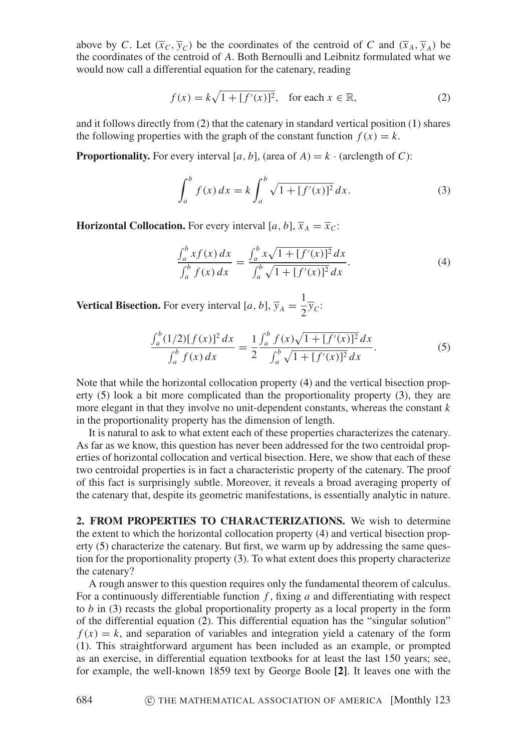above by $C$. Let $(\overline{x}_C, \overline{y}_C)$ be the coordinates of the centroid of $C$ and $(\overline{x}_A, \overline{y}_A)$ be the coordinates of the centroid of $A$. Both Bernoulli and Leibnitz formulated what we would now call a differential equation for the catenary, reading

$$f(x) = k\sqrt{1 + [f'(x)]^2}, \quad \text{for each } x \in \mathbb{R}, \tag{2}$$

and it follows directly from (2) that the catenary in standard vertical position (1) shares the following properties with the graph of the constant function $f(x) = k$.

**Proportionality.** For every interval $[a, b]$, (area of $A$) $= k \cdot$ (arclength of $C$):

$$\int_a^b f(x)\,dx = k\int_a^b \sqrt{1 + [f'(x)]^2}\,dx. \tag{3}$$

**Horizontal Collocation.** For every interval $[a, b]$, $\overline{x}_A = \overline{x}_C$:

$$\frac{\int_a^b xf(x)\,dx}{\int_a^b f(x)\,dx} = \frac{\int_a^b x\sqrt{1 + [f'(x)]^2}\,dx}{\int_a^b \sqrt{1 + [f'(x)]^2}\,dx}. \tag{4}$$

**Vertical Bisection.** For every interval $[a, b]$, $\overline{y}_A = \dfrac{1}{2}\overline{y}_C$:

$$\frac{\int_a^b (1/2)[f(x)]^2\,dx}{\int_a^b f(x)\,dx} = \frac{1}{2}\frac{\int_a^b f(x)\sqrt{1 + [f'(x)]^2}\,dx}{\int_a^b \sqrt{1 + [f'(x)]^2}\,dx}. \tag{5}$$

Note that while the horizontal collocation property (4) and the vertical bisection property (5) look a bit more complicated than the proportionality property (3), they are more elegant in that they involve no unit-dependent constants, whereas the constant $k$ in the proportionality property has the dimension of length.

It is natural to ask to what extent each of these properties characterizes the catenary. As far as we know, this question has never been addressed for the two centroidal properties of horizontal collocation and vertical bisection. Here, we show that each of these two centroidal properties is in fact a characteristic property of the catenary. The proof of this fact is surprisingly subtle. Moreover, it reveals a broad averaging property of the catenary that, despite its geometric manifestations, is essentially analytic in nature.

## 2. FROM PROPERTIES TO CHARACTERIZATIONS.

We wish to determine the extent to which the horizontal collocation property (4) and vertical bisection property (5) characterize the catenary. But first, we warm up by addressing the same question for the proportionality property (3). To what extent does this property characterize the catenary?

A rough answer to this question requires only the fundamental theorem of calculus. For a continuously differentiable function $f$, fixing $a$ and differentiating with respect to $b$ in (3) recasts the global proportionality property as a local property in the form of the differential equation (2). This differential equation has the "singular solution" $f(x) = k$, and separation of variables and integration yield a catenary of the form (1). This straightforward argument has been included as an example, or prompted as an exercise, in differential equation textbooks for at least the last 150 years; see, for example, the well-known 1859 text by George Boole **[2]**. It leaves one with the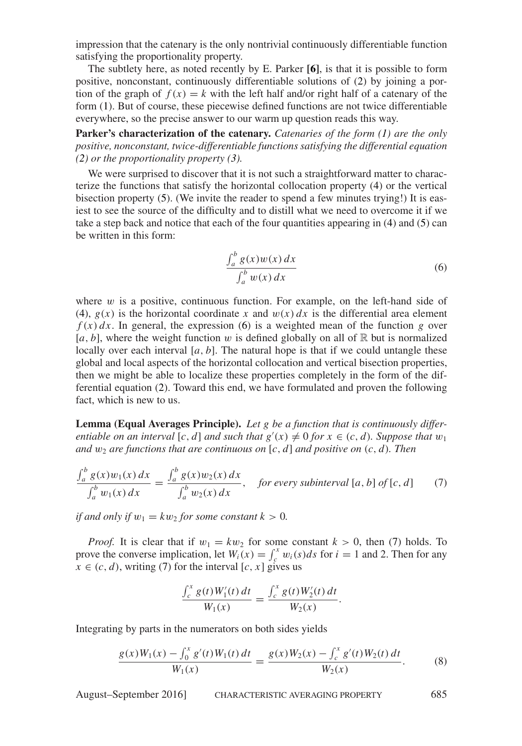impression that the catenary is the only nontrivial continuously differentiable function satisfying the proportionality property.

The subtlety here, as noted recently by E. Parker **[6]**, is that it is possible to form positive, nonconstant, continuously differentiable solutions of (2) by joining a portion of the graph of $f(x) = k$ with the left half and/or right half of a catenary of the form (1). But of course, these piecewise defined functions are not twice differentiable everywhere, so the precise answer to our warm up question reads this way.

**Parker's characterization of the catenary.** *Catenaries of the form (1) are the only positive, nonconstant, twice-differentiable functions satisfying the differential equation (2) or the proportionality property (3).*

We were surprised to discover that it is not such a straightforward matter to characterize the functions that satisfy the horizontal collocation property (4) or the vertical bisection property (5). (We invite the reader to spend a few minutes trying!) It is easiest to see the source of the difficulty and to distill what we need to overcome it if we take a step back and notice that each of the four quantities appearing in (4) and (5) can be written in this form:

$$\frac{\int_a^b g(x)w(x)\,dx}{\int_a^b w(x)\,dx} \tag{6}$$

where $w$ is a positive, continuous function. For example, on the left-hand side of (4), $g(x)$ is the horizontal coordinate $x$ and $w(x)\,dx$ is the differential area element $f(x)\,dx$. In general, the expression (6) is a weighted mean of the function $g$ over $[a, b]$, where the weight function $w$ is defined globally on all of $\mathbb{R}$ but is normalized locally over each interval $[a, b]$. The natural hope is that if we could untangle these global and local aspects of the horizontal collocation and vertical bisection properties, then we might be able to localize these properties completely in the form of the differential equation (2). Toward this end, we have formulated and proven the following fact, which is new to us.

**Lemma (Equal Averages Principle).** *Let $g$ be a function that is continuously differentiable on an interval $[c, d]$ and such that $g'(x) \neq 0$ for $x \in (c, d)$. Suppose that $w_1$ and $w_2$ are functions that are continuous on $[c, d]$ and positive on $(c, d)$. Then*

$$\frac{\int_a^b g(x)w_1(x)\,dx}{\int_a^b w_1(x)\,dx} = \frac{\int_a^b g(x)w_2(x)\,dx}{\int_a^b w_2(x)\,dx}, \quad \text{for every subinterval } [a, b] \text{ of } [c, d] \tag{7}$$

*if and only if $w_1 = kw_2$ for some constant $k > 0$.*

*Proof.* It is clear that if $w_1 = kw_2$ for some constant $k > 0$, then (7) holds. To prove the converse implication, let $W_i(x) = \int_c^x w_i(s)ds$ for $i = 1$ and 2. Then for any $x \in (c, d)$, writing (7) for the interval $[c, x]$ gives us

$$\frac{\int_c^x g(t)W_1'(t)\,dt}{W_1(x)} = \frac{\int_c^x g(t)W_2'(t)\,dt}{W_2(x)}.$$

Integrating by parts in the numerators on both sides yields

$$\frac{g(x)W_1(x) - \int_0^x g'(t)W_1(t)\,dt}{W_1(x)} = \frac{g(x)W_2(x) - \int_c^x g'(t)W_2(t)\,dt}{W_2(x)}. \tag{8}$$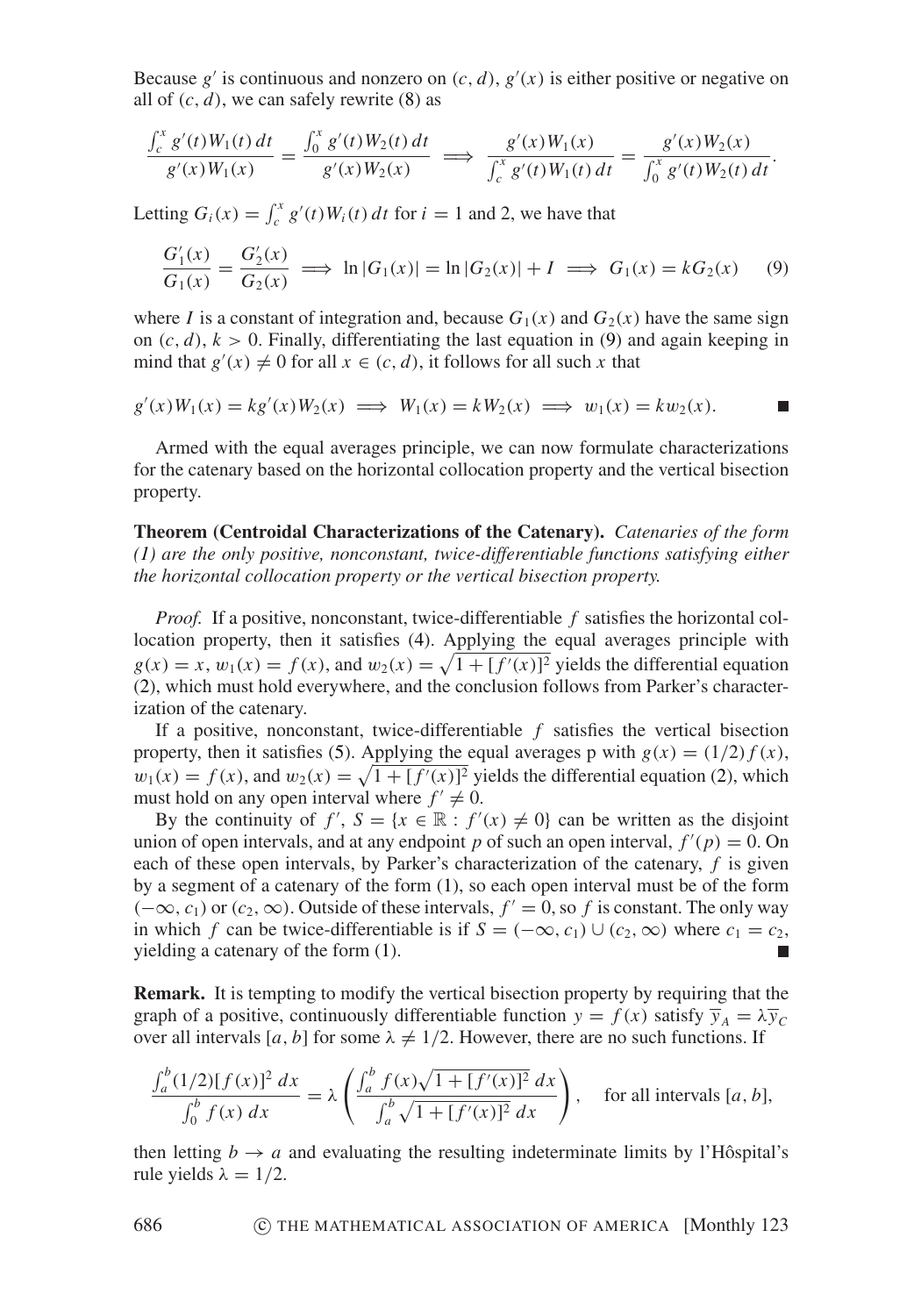Because $g'$ is continuous and nonzero on $(c, d)$, $g'(x)$ is either positive or negative on all of $(c, d)$, we can safely rewrite (8) as

$$\frac{\int_c^x g'(t)W_1(t)\,dt}{g'(x)W_1(x)} = \frac{\int_0^x g'(t)W_2(t)\,dt}{g'(x)W_2(x)} \implies \frac{g'(x)W_1(x)}{\int_c^x g'(t)W_1(t)\,dt} = \frac{g'(x)W_2(x)}{\int_0^x g'(t)W_2(t)\,dt}.$$

Letting $G_i(x) = \int_c^x g'(t)W_i(t)\,dt$ for $i = 1$ and 2, we have that

$$\frac{G_1'(x)}{G_1(x)} = \frac{G_2'(x)}{G_2(x)} \implies \ln|G_1(x)| = \ln|G_2(x)| + I \implies G_1(x) = kG_2(x) \qquad (9)$$

where $I$ is a constant of integration and, because $G_1(x)$ and $G_2(x)$ have the same sign on $(c, d)$, $k > 0$. Finally, differentiating the last equation in (9) and again keeping in mind that $g'(x) \neq 0$ for all $x \in (c, d)$, it follows for all such $x$ that

$$g'(x)W_1(x) = kg'(x)W_2(x) \implies W_1(x) = kW_2(x) \implies w_1(x) = kw_2(x). \qquad \blacksquare$$

Armed with the equal averages principle, we can now formulate characterizations for the catenary based on the horizontal collocation property and the vertical bisection property.

**Theorem (Centroidal Characterizations of the Catenary).** *Catenaries of the form (1) are the only positive, nonconstant, twice-differentiable functions satisfying either the horizontal collocation property or the vertical bisection property.*

*Proof.* If a positive, nonconstant, twice-differentiable $f$ satisfies the horizontal collocation property, then it satisfies (4). Applying the equal averages principle with $g(x) = x$, $w_1(x) = f(x)$, and $w_2(x) = \sqrt{1 + [f'(x)]^2}$ yields the differential equation (2), which must hold everywhere, and the conclusion follows from Parker's characterization of the catenary.

If a positive, nonconstant, twice-differentiable $f$ satisfies the vertical bisection property, then it satisfies (5). Applying the equal averages p with $g(x) = (1/2)f(x)$, $w_1(x) = f(x)$, and $w_2(x) = \sqrt{1 + [f'(x)]^2}$ yields the differential equation (2), which must hold on any open interval where $f' \neq 0$.

By the continuity of $f'$, $S = \{x \in \mathbb{R} : f'(x) \neq 0\}$ can be written as the disjoint union of open intervals, and at any endpoint $p$ of such an open interval, $f'(p) = 0$. On each of these open intervals, by Parker's characterization of the catenary, $f$ is given by a segment of a catenary of the form (1), so each open interval must be of the form $(-\infty, c_1)$ or $(c_2, \infty)$. Outside of these intervals, $f' = 0$, so $f$ is constant. The only way in which $f$ can be twice-differentiable is if $S = (-\infty, c_1) \cup (c_2, \infty)$ where $c_1 = c_2$, yielding a catenary of the form (1). $\blacksquare$

**Remark.** It is tempting to modify the vertical bisection property by requiring that the graph of a positive, continuously differentiable function $y = f(x)$ satisfy $\overline{y}_A = \lambda\overline{y}_C$ over all intervals $[a, b]$ for some $\lambda \neq 1/2$. However, there are no such functions. If

$$\frac{\int_a^b (1/2)[f(x)]^2\,dx}{\int_0^b f(x)\,dx} = \lambda\left(\frac{\int_a^b f(x)\sqrt{1 + [f'(x)]^2}\,dx}{\int_a^b \sqrt{1 + [f'(x)]^2}\,dx}\right), \quad \text{for all intervals } [a, b],$$

then letting $b \to a$ and evaluating the resulting indeterminate limits by l'Hôspital's rule yields $\lambda = 1/2$.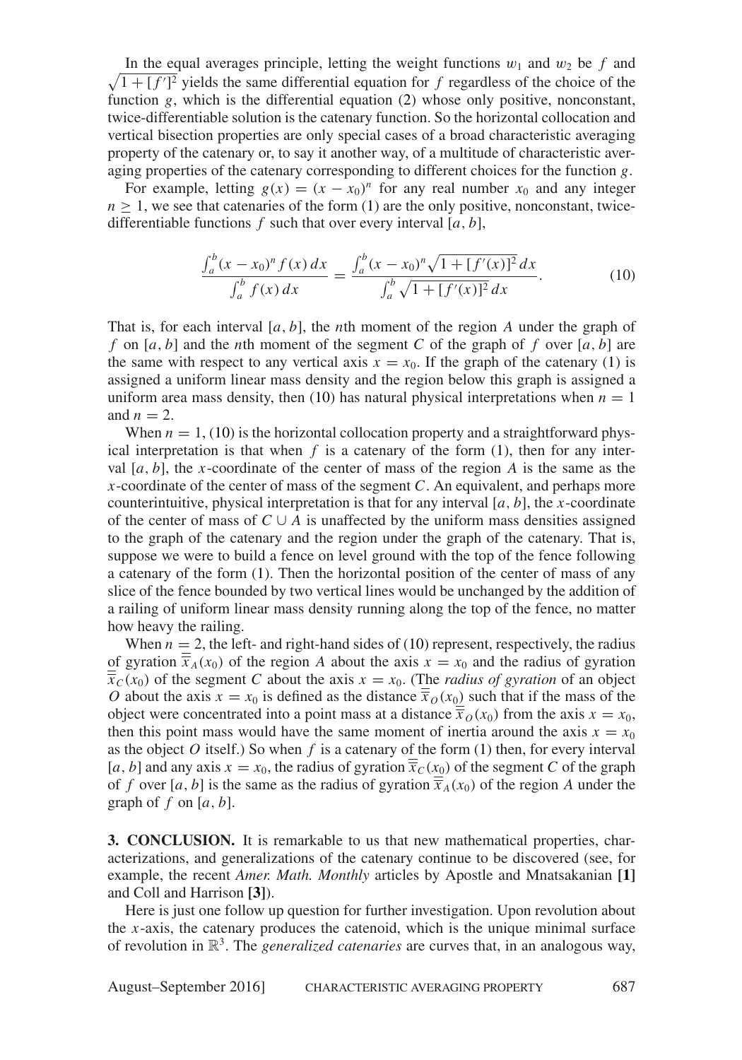In the equal averages principle, letting the weight functions $w_1$ and $w_2$ be $f$ and $\sqrt{1+[f']^2}$ yields the same differential equation for $f$ regardless of the choice of the function $g$, which is the differential equation (2) whose only positive, nonconstant, twice-differentiable solution is the catenary function. So the horizontal collocation and vertical bisection properties are only special cases of a broad characteristic averaging property of the catenary or, to say it another way, of a multitude of characteristic averaging properties of the catenary corresponding to different choices for the function $g$.

For example, letting $g(x) = (x - x_0)^n$ for any real number $x_0$ and any integer $n \geq 1$, we see that catenaries of the form (1) are the only positive, nonconstant, twice-differentiable functions $f$ such that over every interval $[a, b]$,

$$\frac{\int_a^b (x - x_0)^n f(x)\,dx}{\int_a^b f(x)\,dx} = \frac{\int_a^b (x - x_0)^n \sqrt{1 + [f'(x)]^2}\,dx}{\int_a^b \sqrt{1 + [f'(x)]^2}\,dx}. \tag{10}$$

That is, for each interval $[a, b]$, the $n$th moment of the region $A$ under the graph of $f$ on $[a, b]$ and the $n$th moment of the segment $C$ of the graph of $f$ over $[a, b]$ are the same with respect to any vertical axis $x = x_0$. If the graph of the catenary (1) is assigned a uniform linear mass density and the region below this graph is assigned a uniform area mass density, then (10) has natural physical interpretations when $n = 1$ and $n = 2$.

When $n = 1$, (10) is the horizontal collocation property and a straightforward physical interpretation is that when $f$ is a catenary of the form (1), then for any interval $[a, b]$, the $x$-coordinate of the center of mass of the region $A$ is the same as the $x$-coordinate of the center of mass of the segment $C$. An equivalent, and perhaps more counterintuitive, physical interpretation is that for any interval $[a, b]$, the $x$-coordinate of the center of mass of $C \cup A$ is unaffected by the uniform mass densities assigned to the graph of the catenary and the region under the graph of the catenary. That is, suppose we were to build a fence on level ground with the top of the fence following a catenary of the form (1). Then the horizontal position of the center of mass of any slice of the fence bounded by two vertical lines would be unchanged by the addition of a railing of uniform linear mass density running along the top of the fence, no matter how heavy the railing.

When $n = 2$, the left- and right-hand sides of (10) represent, respectively, the radius of gyration $\overline{\overline{x}}_A(x_0)$ of the region $A$ about the axis $x = x_0$ and the radius of gyration $\overline{\overline{x}}_C(x_0)$ of the segment $C$ about the axis $x = x_0$. (The *radius of gyration* of an object $O$ about the axis $x = x_0$ is defined as the distance $\overline{\overline{x}}_O(x_0)$ such that if the mass of the object were concentrated into a point mass at a distance $\overline{\overline{x}}_O(x_0)$ from the axis $x = x_0$, then this point mass would have the same moment of inertia around the axis $x = x_0$ as the object $O$ itself.) So when $f$ is a catenary of the form (1) then, for every interval $[a, b]$ and any axis $x = x_0$, the radius of gyration $\overline{\overline{x}}_C(x_0)$ of the segment $C$ of the graph of $f$ over $[a, b]$ is the same as the radius of gyration $\overline{\overline{x}}_A(x_0)$ of the region $A$ under the graph of $f$ on $[a, b]$.

## 3. CONCLUSION.

It is remarkable to us that new mathematical properties, characterizations, and generalizations of the catenary continue to be discovered (see, for example, the recent *Amer. Math. Monthly* articles by Apostle and Mnatsakanian **[1]** and Coll and Harrison **[3]**).

Here is just one follow up question for further investigation. Upon revolution about the $x$-axis, the catenary produces the catenoid, which is the unique minimal surface of revolution in $\mathbb{R}^3$. The *generalized catenaries* are curves that, in an analogous way,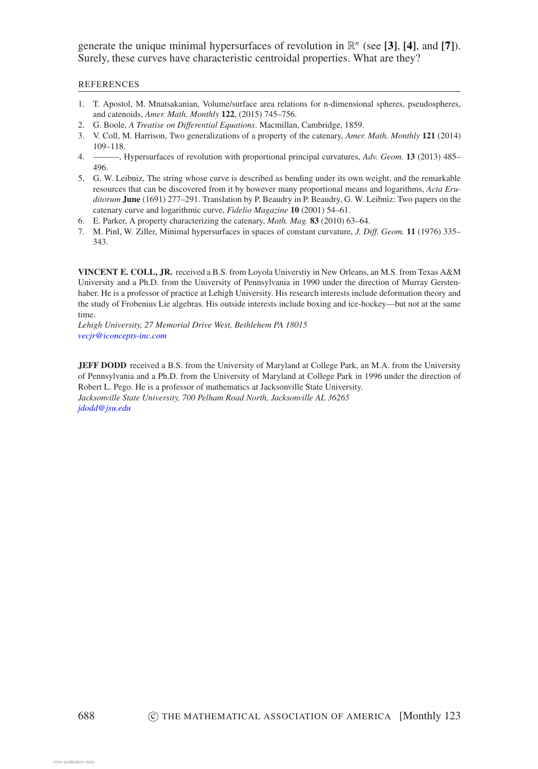generate the unique minimal hypersurfaces of revolution in $\mathbb{R}^n$ (see **[3]**, **[4]**, and **[7]**). Surely, these curves have characteristic centroidal properties. What are they?

## REFERENCES

1. T. Apostol, M. Mnatsakanian, Volume/surface area relations for n-dimensional spheres, pseudospheres, and catenoids, *Amer. Math. Monthly* **122**, (2015) 745–756.
2. G. Boole, *A Treatise on Differential Equations*. Macmillan, Cambridge, 1859.
3. V. Coll, M. Harrison, Two generalizations of a property of the catenary, *Amer. Math. Monthly* **121** (2014) 109–118.
4. ———, Hypersurfaces of revolution with proportional principal curvatures, *Adv. Geom.* **13** (2013) 485–496.
5. G. W. Leibniz, The string whose curve is described as bending under its own weight, and the remarkable resources that can be discovered from it by however many proportional means and logarithms, *Acta Eruditorum* **June** (1691) 277–291. Translation by P. Beaudry in P. Beaudry, G. W. Leibniz: Two papers on the catenary curve and logarithmic curve, *Fidelio Magazine* **10** (2001) 54–61.
6. E. Parker, A property characterizing the catenary, *Math. Mag.* **83** (2010) 63–64.
7. M. Pinl, W. Ziller, Minimal hypersurfaces in spaces of constant curvature, *J. Diff. Geom.* **11** (1976) 335–343.

**VINCENT E. COLL, JR.** received a B.S. from Loyola Universtiy in New Orleans, an M.S. from Texas A&M University and a Ph.D. from the University of Pennsylvania in 1990 under the direction of Murray Gerstenhaber. He is a professor of practice at Lehigh University. His research interests include deformation theory and the study of Frobenius Lie algebras. His outside interests include boxing and ice-hockey—but not at the same time.
*Lehigh University, 27 Memorial Drive West, Bethlehem PA 18015*
*vecjr@iconcepts-inc.com*

**JEFF DODD** received a B.S. from the University of Maryland at College Park, an M.A. from the University of Pennsylvania and a Ph.D. from the University of Maryland at College Park in 1996 under the direction of Robert L. Pego. He is a professor of mathematics at Jacksonville State University.
*Jacksonville State University, 700 Pelham Road North, Jacksonville AL 36265*
*jdodd@jsu.edu*